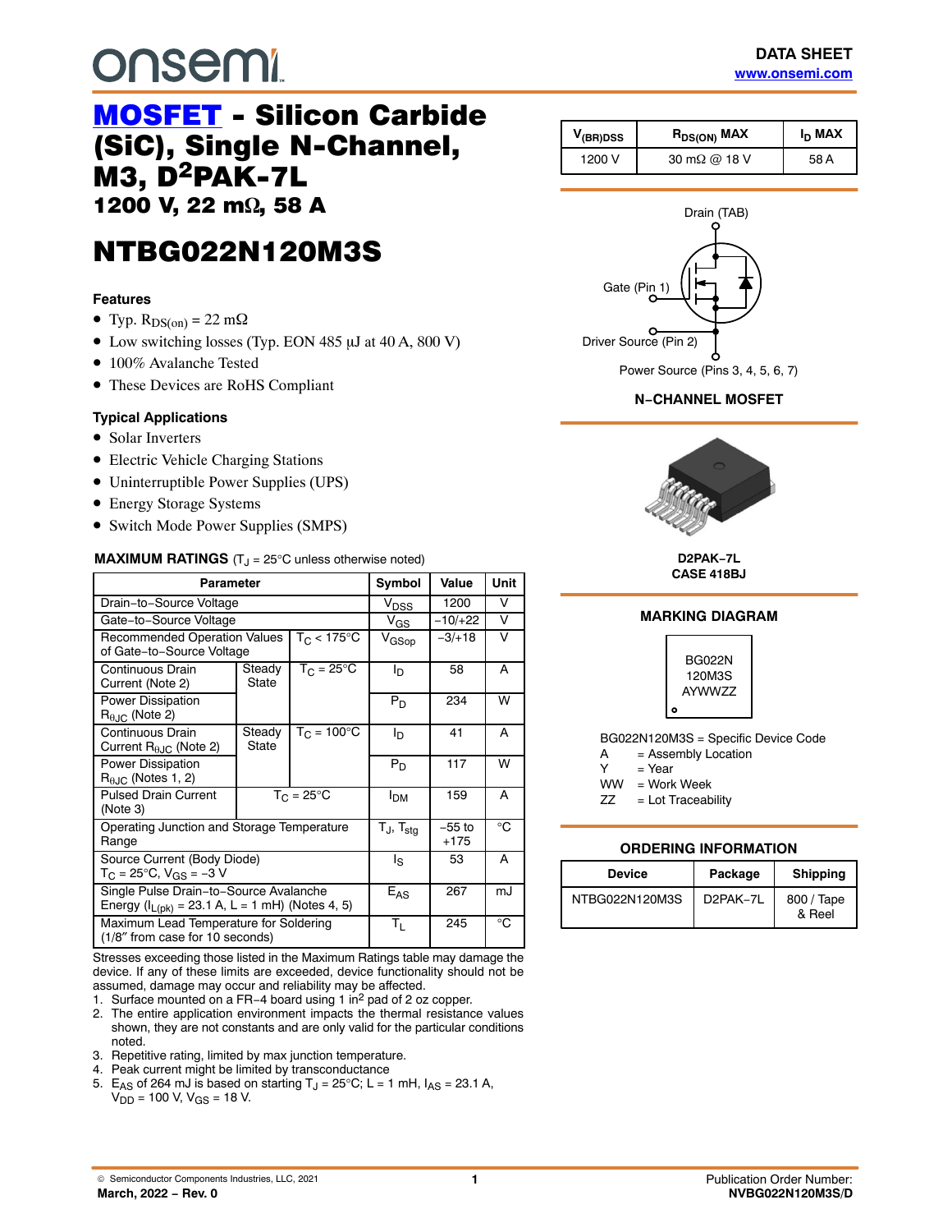onsemi

DATA SHEET
www.onsemi.com

# MOSFET - Silicon Carbide (SiC), Single N-Channel, M3, D²PAK-7L

## 1200 V, 22 mΩ, 58 A

# NTBG022N120M3S

| $V_{(BR)DSS}$ | $R_{DS(ON)}$ MAX | $I_D$ MAX |
|---|---|---|
| 1200 V | 30 mΩ @ 18 V | 58 A |

Drain (TAB)

Gate (Pin 1)

Driver Source (Pin 2)

Power Source (Pins 3, 4, 5, 6, 7)

**N−CHANNEL MOSFET**

D2PAK−7L
CASE 418BJ

### Features

- Typ. $R_{DS(on)}$ = 22 mΩ
- Low switching losses (Typ. EON 485 μJ at 40 A, 800 V)
- 100% Avalanche Tested
- These Devices are RoHS Compliant

### Typical Applications

- Solar Inverters
- Electric Vehicle Charging Stations
- Uninterruptible Power Supplies (UPS)
- Energy Storage Systems
- Switch Mode Power Supplies (SMPS)

### MAXIMUM RATINGS ($T_J$ = 25°C unless otherwise noted)

| Parameter | | | Symbol | Value | Unit |
|---|---|---|---|---|---|
| Drain−to−Source Voltage | | | $V_{DSS}$ | 1200 | V |
| Gate−to−Source Voltage | | | $V_{GS}$ | −10/+22 | V |
| Recommended Operation Values of Gate−to−Source Voltage | | $T_C$ < 175°C | $V_{GSop}$ | −3/+18 | V |
| Continuous Drain Current (Note 2) | Steady State | $T_C$ = 25°C | $I_D$ | 58 | A |
| Power Dissipation $R_{\theta JC}$ (Note 2) | | | $P_D$ | 234 | W |
| Continuous Drain Current $R_{\theta JC}$ (Note 2) | Steady State | $T_C$ = 100°C | $I_D$ | 41 | A |
| Power Dissipation $R_{\theta JC}$ (Notes 1, 2) | | | $P_D$ | 117 | W |
| Pulsed Drain Current (Note 3) | $T_C$ = 25°C | | $I_{DM}$ | 159 | A |
| Operating Junction and Storage Temperature Range | | | $T_J$, $T_{stg}$ | −55 to +175 | °C |
| Source Current (Body Diode) $T_C$ = 25°C, $V_{GS}$ = −3 V | | | $I_S$ | 53 | A |
| Single Pulse Drain−to−Source Avalanche Energy ($I_{L(pk)}$ = 23.1 A, L = 1 mH) (Notes 4, 5) | | | $E_{AS}$ | 267 | mJ |
| Maximum Lead Temperature for Soldering (1/8″ from case for 10 seconds) | | | $T_L$ | 245 | °C |

Stresses exceeding those listed in the Maximum Ratings table may damage the device. If any of these limits are exceeded, device functionality should not be assumed, damage may occur and reliability may be affected.

1. Surface mounted on a FR−4 board using 1 in² pad of 2 oz copper.
2. The entire application environment impacts the thermal resistance values shown, they are not constants and are only valid for the particular conditions noted.
3. Repetitive rating, limited by max junction temperature.
4. Peak current might be limited by transconductance
5. $E_{AS}$ of 264 mJ is based on starting $T_J$ = 25°C; L = 1 mH, $I_{AS}$ = 23.1 A, $V_{DD}$ = 100 V, $V_{GS}$ = 18 V.

### MARKING DIAGRAM

BG022N
120M3S
AYWWZZ

BG022N120M3S = Specific Device Code
A = Assembly Location
Y = Year
WW = Work Week
ZZ = Lot Traceability

### ORDERING INFORMATION

| Device | Package | Shipping |
|---|---|---|
| NTBG022N120M3S | D2PAK−7L | 800 / Tape & Reel |

© Semiconductor Components Industries, LLC, 2021
March, 2022 − Rev. 0

Publication Order Number:
NVBG022N120M3S/D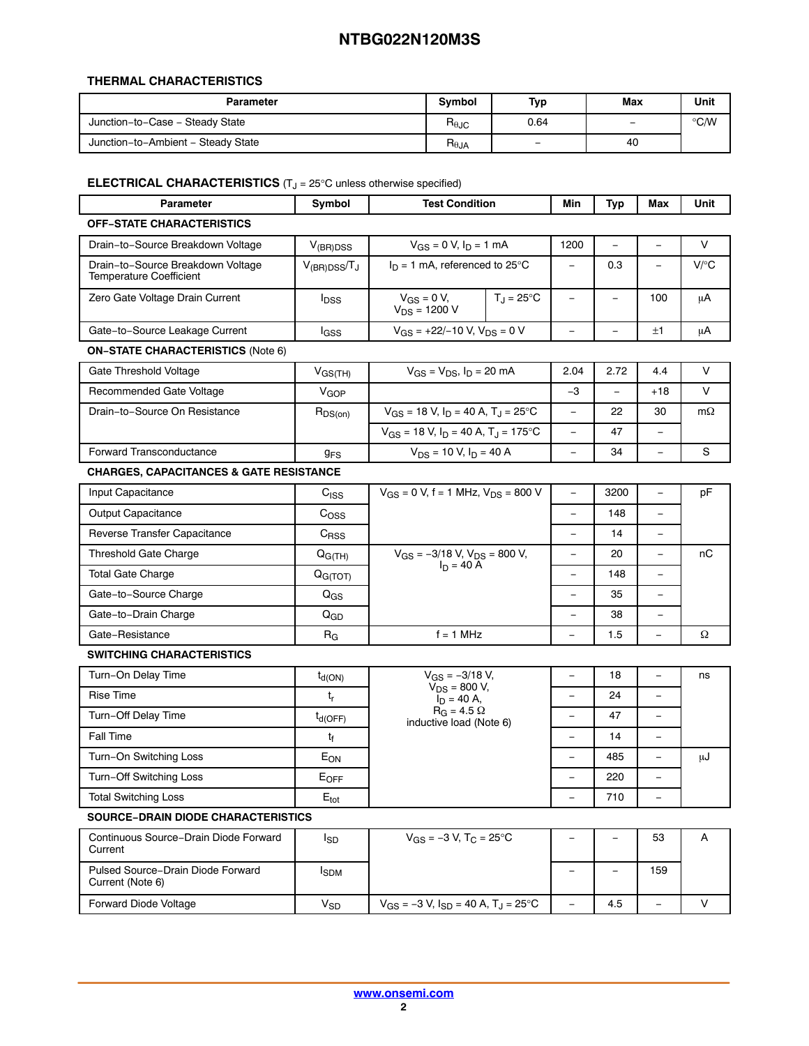## THERMAL CHARACTERISTICS

| Parameter | Symbol | Typ | Max | Unit |
|---|---|---|---|---|
| Junction−to−Case − Steady State | $R_{\theta JC}$ | 0.64 | − | °C/W |
| Junction−to−Ambient − Steady State | $R_{\theta JA}$ | − | 40 | |

## ELECTRICAL CHARACTERISTICS ($T_J$ = 25°C unless otherwise specified)

| Parameter | Symbol | Test Condition | | Min | Typ | Max | Unit |
|---|---|---|---|---|---|---|---|
| **OFF−STATE CHARACTERISTICS** | | | | | | | |
| Drain−to−Source Breakdown Voltage | $V_{(BR)DSS}$ | $V_{GS}$ = 0 V, $I_D$ = 1 mA | | 1200 | − | − | V |
| Drain−to−Source Breakdown Voltage Temperature Coefficient | $V_{(BR)DSS}/T_J$ | $I_D$ = 1 mA, referenced to 25°C | | − | 0.3 | − | V/°C |
| Zero Gate Voltage Drain Current | $I_{DSS}$ | $V_{GS}$ = 0 V, $V_{DS}$ = 1200 V | $T_J$ = 25°C | − | − | 100 | μA |
| Gate−to−Source Leakage Current | $I_{GSS}$ | $V_{GS}$ = +22/−10 V, $V_{DS}$ = 0 V | | − | − | ±1 | μA |
| **ON−STATE CHARACTERISTICS** (Note 6) | | | | | | | |
| Gate Threshold Voltage | $V_{GS(TH)}$ | $V_{GS}$ = $V_{DS}$, $I_D$ = 20 mA | | 2.04 | 2.72 | 4.4 | V |
| Recommended Gate Voltage | $V_{GOP}$ | | | −3 | − | +18 | V |
| Drain−to−Source On Resistance | $R_{DS(on)}$ | $V_{GS}$ = 18 V, $I_D$ = 40 A, $T_J$ = 25°C | | − | 22 | 30 | mΩ |
| | | $V_{GS}$ = 18 V, $I_D$ = 40 A, $T_J$ = 175°C | | − | 47 | − | |
| Forward Transconductance | $g_{FS}$ | $V_{DS}$ = 10 V, $I_D$ = 40 A | | − | 34 | − | S |
| **CHARGES, CAPACITANCES & GATE RESISTANCE** | | | | | | | |
| Input Capacitance | $C_{ISS}$ | $V_{GS}$ = 0 V, f = 1 MHz, $V_{DS}$ = 800 V | | − | 3200 | − | pF |
| Output Capacitance | $C_{OSS}$ | | | − | 148 | − | |
| Reverse Transfer Capacitance | $C_{RSS}$ | | | − | 14 | − | |
| Threshold Gate Charge | $Q_{G(TH)}$ | $V_{GS}$ = −3/18 V, $V_{DS}$ = 800 V, $I_D$ = 40 A | | − | 20 | − | nC |
| Total Gate Charge | $Q_{G(TOT)}$ | | | − | 148 | − | |
| Gate−to−Source Charge | $Q_{GS}$ | | | − | 35 | − | |
| Gate−to−Drain Charge | $Q_{GD}$ | | | − | 38 | − | |
| Gate−Resistance | $R_G$ | f = 1 MHz | | − | 1.5 | − | Ω |
| **SWITCHING CHARACTERISTICS** | | | | | | | |
| Turn−On Delay Time | $t_{d(ON)}$ | $V_{GS}$ = −3/18 V, $V_{DS}$ = 800 V, $I_D$ = 40 A, $R_G$ = 4.5 Ω inductive load (Note 6) | | − | 18 | − | ns |
| Rise Time | $t_r$ | | | − | 24 | − | |
| Turn−Off Delay Time | $t_{d(OFF)}$ | | | − | 47 | − | |
| Fall Time | $t_f$ | | | − | 14 | − | |
| Turn−On Switching Loss | $E_{ON}$ | | | − | 485 | − | μJ |
| Turn−Off Switching Loss | $E_{OFF}$ | | | − | 220 | − | |
| Total Switching Loss | $E_{tot}$ | | | − | 710 | − | |
| **SOURCE−DRAIN DIODE CHARACTERISTICS** | | | | | | | |
| Continuous Source−Drain Diode Forward Current | $I_{SD}$ | $V_{GS}$ = −3 V, $T_C$ = 25°C | | − | − | 53 | A |
| Pulsed Source−Drain Diode Forward Current (Note 6) | $I_{SDM}$ | | | − | − | 159 | |
| Forward Diode Voltage | $V_{SD}$ | $V_{GS}$ = −3 V, $I_{SD}$ = 40 A, $T_J$ = 25°C | | − | 4.5 | − | V |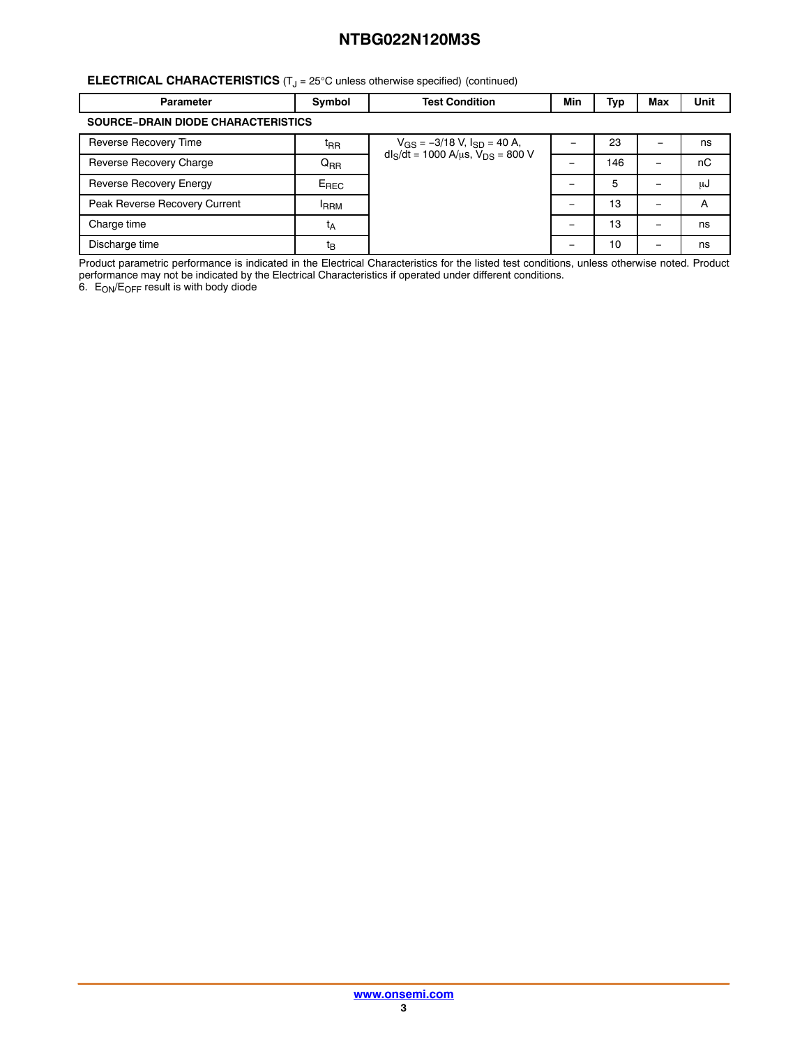**ELECTRICAL CHARACTERISTICS** ($T_J$ = 25°C unless otherwise specified) (continued)

| Parameter | Symbol | Test Condition | Min | Typ | Max | Unit |
|---|---|---|---|---|---|---|
| **SOURCE−DRAIN DIODE CHARACTERISTICS** | | | | | | |
| Reverse Recovery Time | $t_{RR}$ | $V_{GS}$ = −3/18 V, $I_{SD}$ = 40 A, $dI_S/dt$ = 1000 A/μs, $V_{DS}$ = 800 V | – | 23 | – | ns |
| Reverse Recovery Charge | $Q_{RR}$ | | – | 146 | – | nC |
| Reverse Recovery Energy | $E_{REC}$ | | – | 5 | – | μJ |
| Peak Reverse Recovery Current | $I_{RRM}$ | | – | 13 | – | A |
| Charge time | $t_A$ | | – | 13 | – | ns |
| Discharge time | $t_B$ | | – | 10 | – | ns |

Product parametric performance is indicated in the Electrical Characteristics for the listed test conditions, unless otherwise noted. Product performance may not be indicated by the Electrical Characteristics if operated under different conditions.

6. $E_{ON}/E_{OFF}$ result is with body diode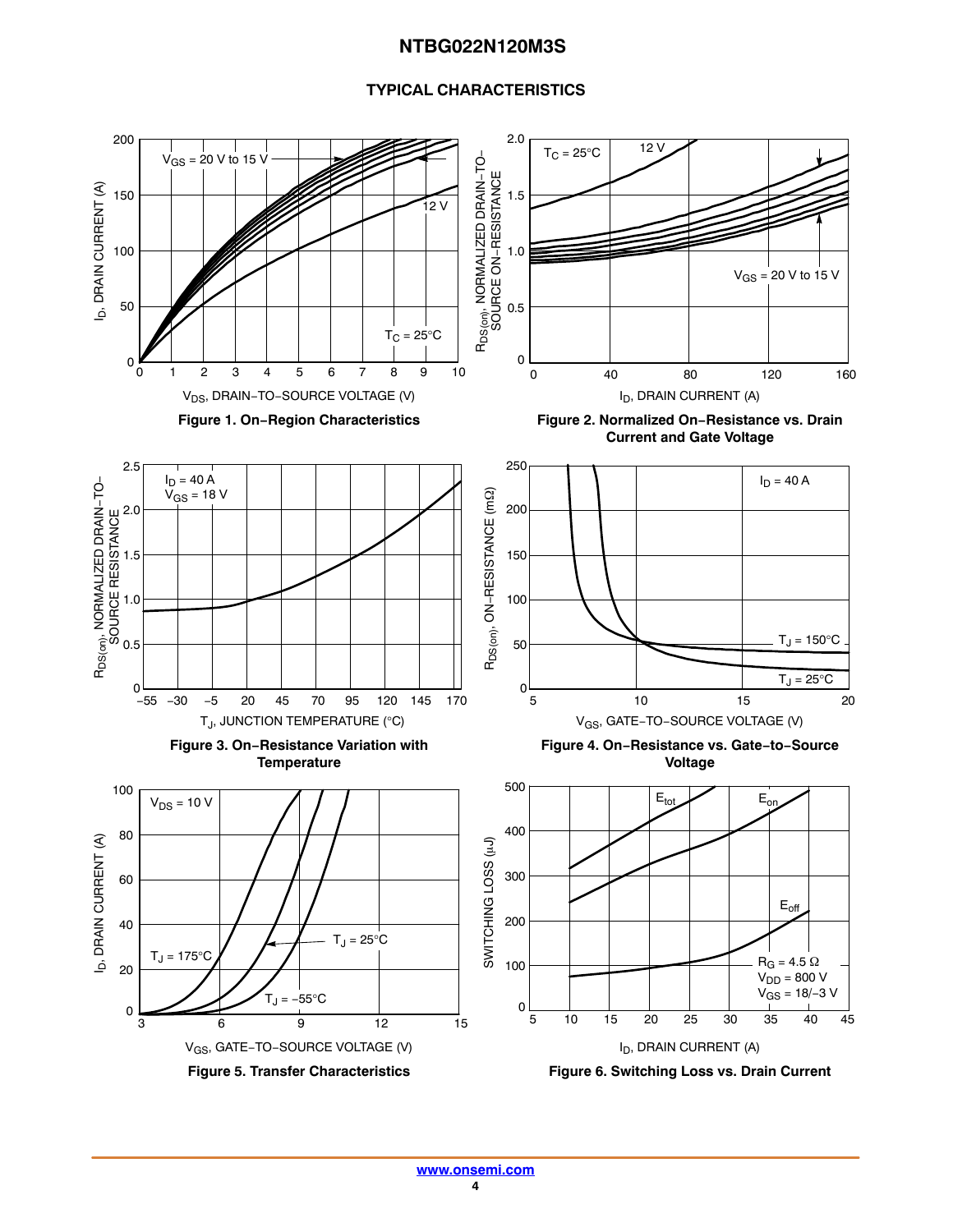## TYPICAL CHARACTERISTICS

Figure 1. On−Region Characteristics

Figure 2. Normalized On−Resistance vs. Drain Current and Gate Voltage

Figure 3. On−Resistance Variation with Temperature

Figure 4. On−Resistance vs. Gate−to−Source Voltage

Figure 5. Transfer Characteristics

Figure 6. Switching Loss vs. Drain Current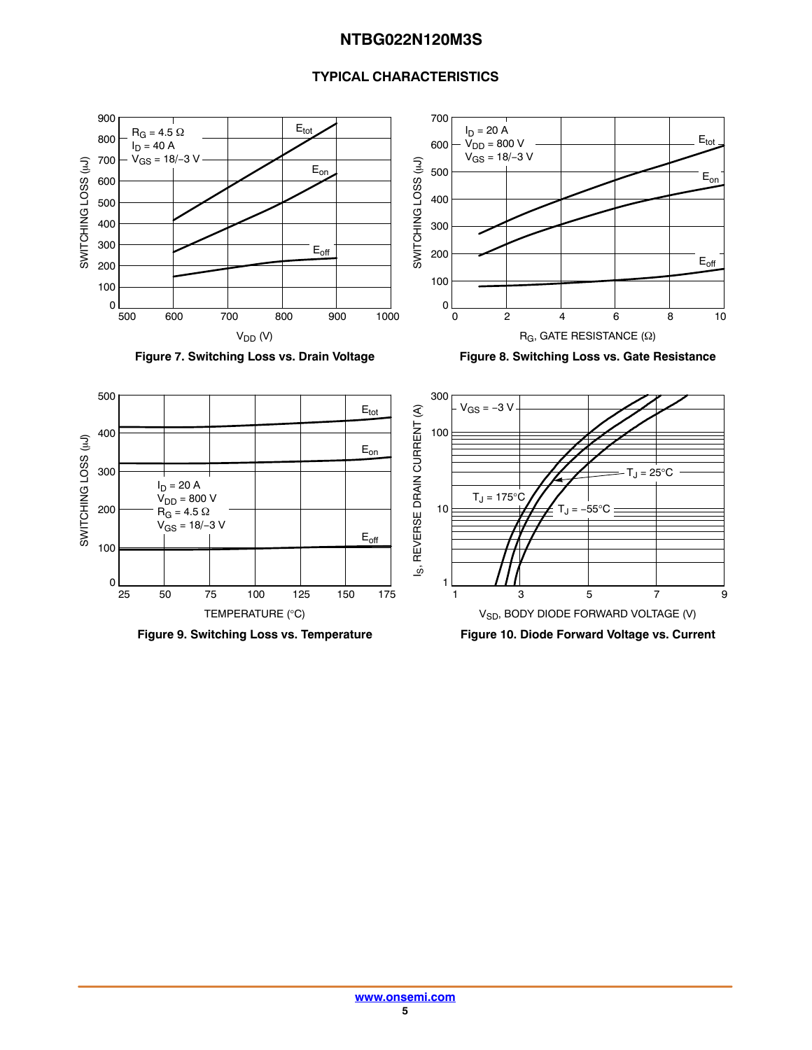## TYPICAL CHARACTERISTICS

Figure 7. Switching Loss vs. Drain Voltage

Figure 8. Switching Loss vs. Gate Resistance

Figure 9. Switching Loss vs. Temperature

Figure 10. Diode Forward Voltage vs. Current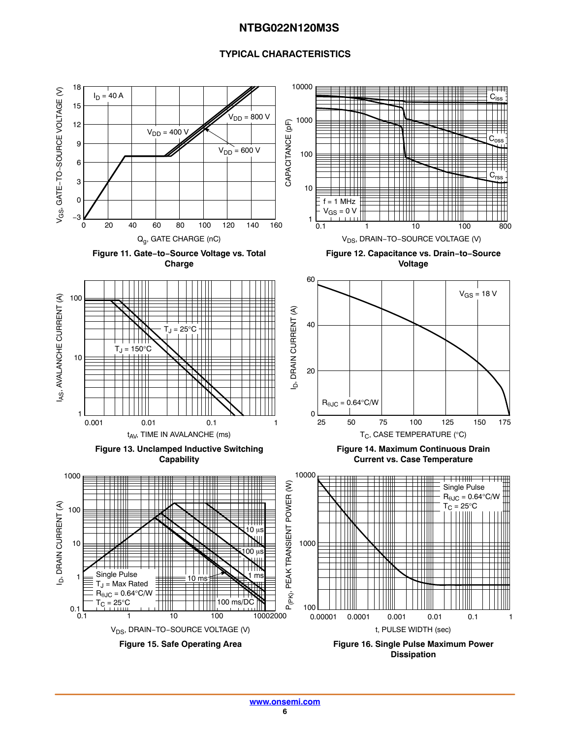## TYPICAL CHARACTERISTICS

Figure 11. Gate−to−Source Voltage vs. Total Charge

Figure 12. Capacitance vs. Drain−to−Source Voltage

Figure 13. Unclamped Inductive Switching Capability

Figure 14. Maximum Continuous Drain Current vs. Case Temperature

Figure 15. Safe Operating Area

Figure 16. Single Pulse Maximum Power Dissipation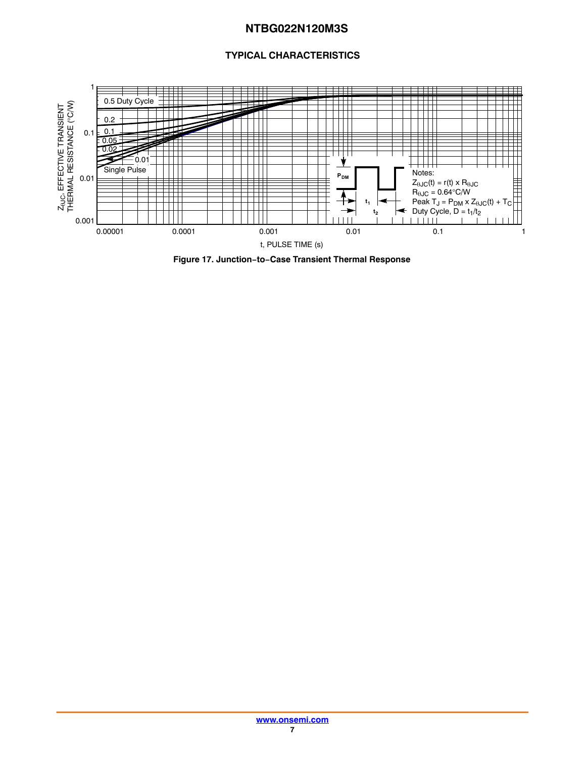## TYPICAL CHARACTERISTICS

Notes:
$Z_{\theta JC}(t) = r(t) \times R_{\theta JC}$
$R_{\theta JC} = 0.64°C/W$
Peak $T_J = P_{DM} \times Z_{\theta JC}(t) + T_C$
Duty Cycle, $D = t_1/t_2$

**Figure 17. Junction−to−Case Transient Thermal Response**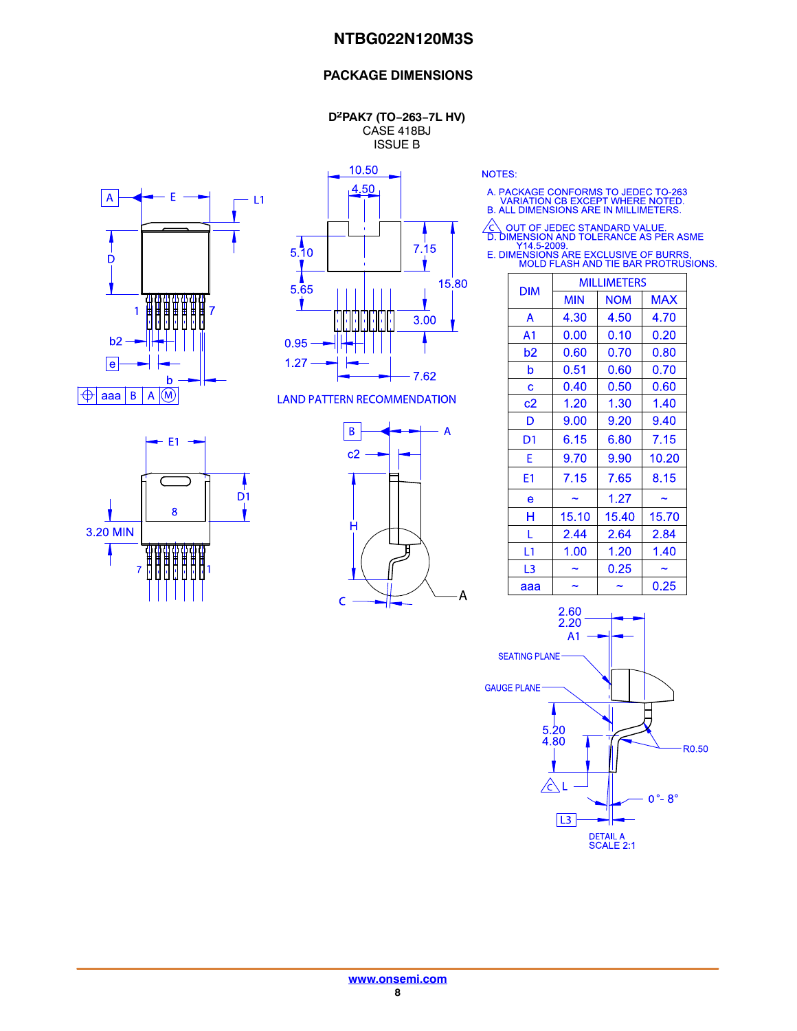## PACKAGE DIMENSIONS

**D²PAK7 (TO−263−7L HV)**
CASE 418BJ
ISSUE B

LAND PATTERN RECOMMENDATION

NOTES:

A. PACKAGE CONFORMS TO JEDEC TO-263 VARIATION CB EXCEPT WHERE NOTED.
B. ALL DIMENSIONS ARE IN MILLIMETERS.
C. OUT OF JEDEC STANDARD VALUE.
D. DIMENSION AND TOLERANCE AS PER ASME Y14.5-2009.
E. DIMENSIONS ARE EXCLUSIVE OF BURRS, MOLD FLASH AND TIE BAR PROTRUSIONS.

| DIM | MILLIMETERS | | |
|---|---|---|---|
| | MIN | NOM | MAX |
| A | 4.30 | 4.50 | 4.70 |
| A1 | 0.00 | 0.10 | 0.20 |
| b2 | 0.60 | 0.70 | 0.80 |
| b | 0.51 | 0.60 | 0.70 |
| c | 0.40 | 0.50 | 0.60 |
| c2 | 1.20 | 1.30 | 1.40 |
| D | 9.00 | 9.20 | 9.40 |
| D1 | 6.15 | 6.80 | 7.15 |
| E | 9.70 | 9.90 | 10.20 |
| E1 | 7.15 | 7.65 | 8.15 |
| e | ~ | 1.27 | ~ |
| H | 15.10 | 15.40 | 15.70 |
| L | 2.44 | 2.64 | 2.84 |
| L1 | 1.00 | 1.20 | 1.40 |
| L3 | ~ | 0.25 | ~ |
| aaa | ~ | ~ | 0.25 |

DETAIL A
SCALE 2:1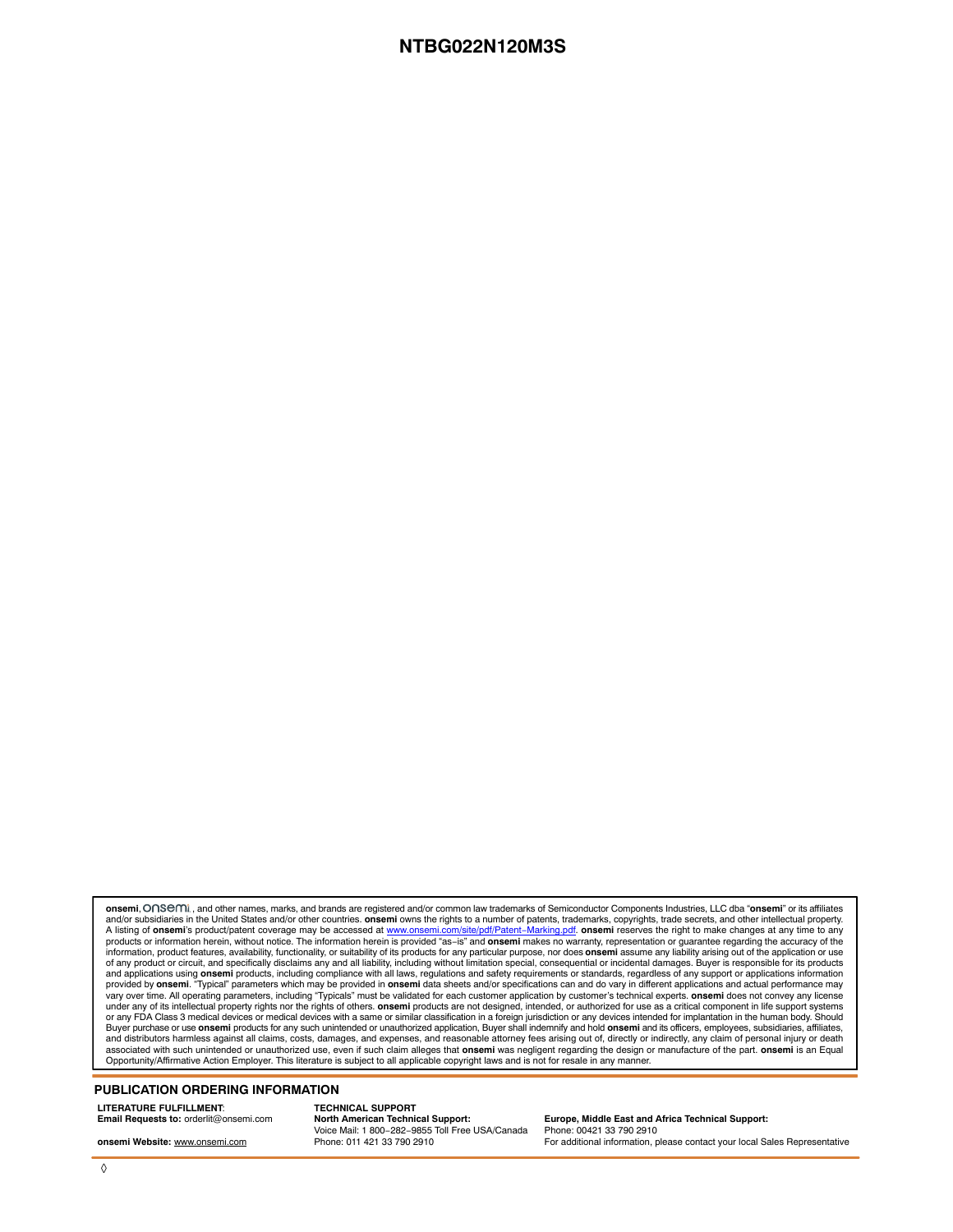**onsemi**, onsemi, and other names, marks, and brands are registered and/or common law trademarks of Semiconductor Components Industries, LLC dba "**onsemi**" or its affiliates and/or subsidiaries in the United States and/or other countries. **onsemi** owns the rights to a number of patents, trademarks, copyrights, trade secrets, and other intellectual property. A listing of **onsemi**'s product/patent coverage may be accessed at www.onsemi.com/site/pdf/Patent−Marking.pdf. **onsemi** reserves the right to make changes at any time to any products or information herein, without notice. The information herein is provided "as−is" and **onsemi** makes no warranty, representation or guarantee regarding the accuracy of the information, product features, availability, functionality, or suitability of its products for any particular purpose, nor does **onsemi** assume any liability arising out of the application or use of any product or circuit, and specifically disclaims any and all liability, including without limitation special, consequential or incidental damages. Buyer is responsible for its products and applications using **onsemi** products, including compliance with all laws, regulations and safety requirements or standards, regardless of any support or applications information provided by **onsemi**. "Typical" parameters which may be provided in **onsemi** data sheets and/or specifications can and do vary in different applications and actual performance may vary over time. All operating parameters, including "Typicals" must be validated for each customer application by customer's technical experts. **onsemi** does not convey any license under any of its intellectual property rights nor the rights of others. **onsemi** products are not designed, intended, or authorized for use as a critical component in life support systems or any FDA Class 3 medical devices or medical devices with a same or similar classification in a foreign jurisdiction or any devices intended for implantation in the human body. Should Buyer purchase or use **onsemi** products for any such unintended or unauthorized application, Buyer shall indemnify and hold **onsemi** and its officers, employees, subsidiaries, affiliates, and distributors harmless against all claims, costs, damages, and expenses, and reasonable attorney fees arising out of, directly or indirectly, any claim of personal injury or death associated with such unintended or unauthorized use, even if such claim alleges that **onsemi** was negligent regarding the design or manufacture of the part. **onsemi** is an Equal Opportunity/Affirmative Action Employer. This literature is subject to all applicable copyright laws and is not for resale in any manner.

## PUBLICATION ORDERING INFORMATION

**LITERATURE FULFILLMENT**:
**Email Requests to:** orderlit@onsemi.com

**onsemi Website:** www.onsemi.com

**TECHNICAL SUPPORT**
**North American Technical Support:**
Voice Mail: 1 800−282−9855 Toll Free USA/Canada
Phone: 011 421 33 790 2910

**Europe, Middle East and Africa Technical Support:**
Phone: 00421 33 790 2910
For additional information, please contact your local Sales Representative

◊